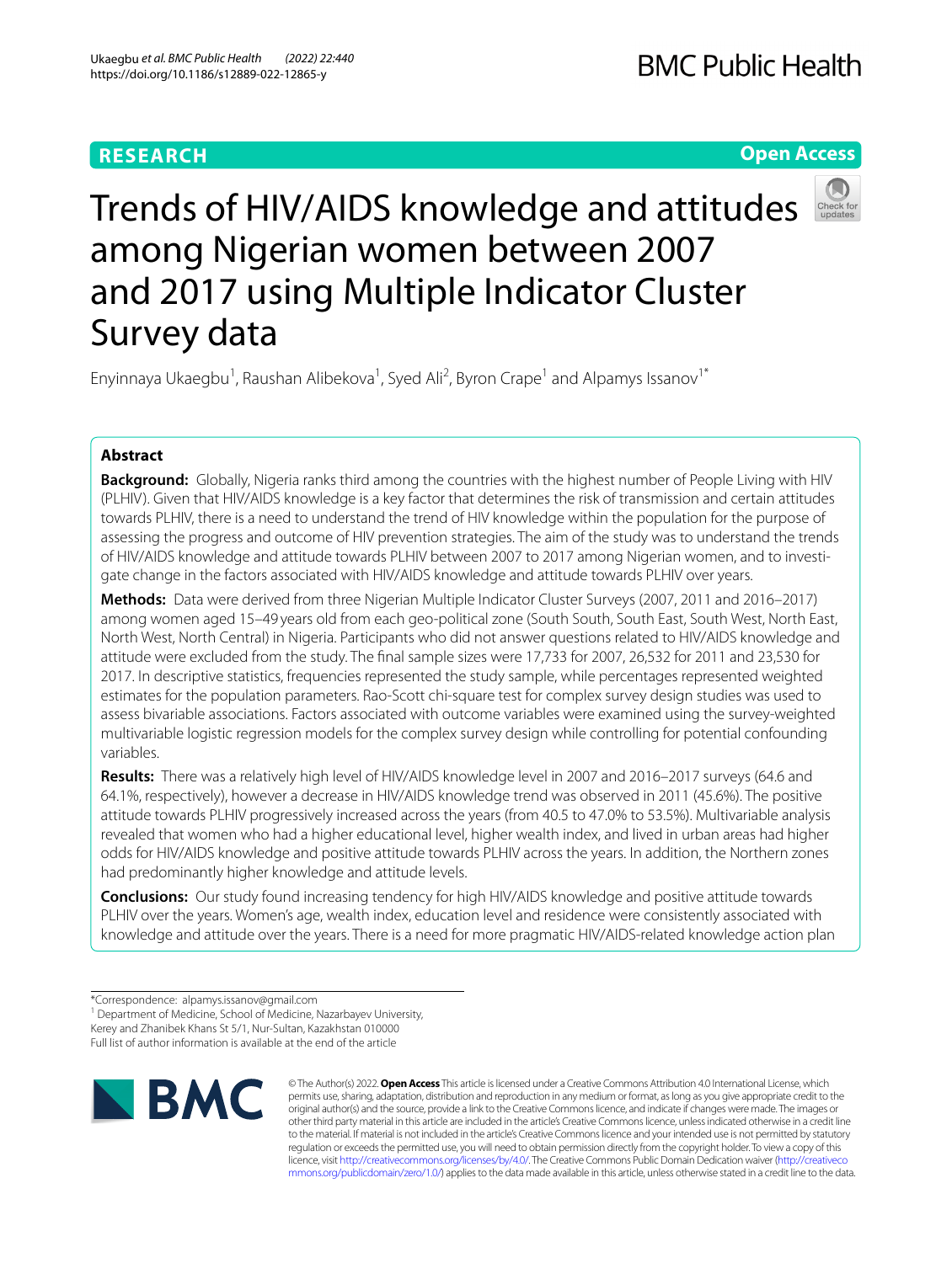**RESEARCH** **Open Access**

# Trends of HIV/AIDS knowledge and attitudes among Nigerian women between 2007 and 2017 using Multiple Indicator Cluster Survey data

Enyinnaya Ukaegbu[1], Raushan Alibekova[1], Syed Ali[2], Byron Crape[1] and Alpamys Issanov[1*]

## Abstract

**Background:** Globally, Nigeria ranks third among the countries with the highest number of People Living with HIV (PLHIV). Given that HIV/AIDS knowledge is a key factor that determines the risk of transmission and certain attitudes towards PLHIV, there is a need to understand the trend of HIV knowledge within the population for the purpose of assessing the progress and outcome of HIV prevention strategies. The aim of the study was to understand the trends of HIV/AIDS knowledge and attitude towards PLHIV between 2007 to 2017 among Nigerian women, and to investigate change in the factors associated with HIV/AIDS knowledge and attitude towards PLHIV over years.

**Methods:** Data were derived from three Nigerian Multiple Indicator Cluster Surveys (2007, 2011 and 2016–2017) among women aged 15–49 years old from each geo-political zone (South South, South East, South West, North East, North West, North Central) in Nigeria. Participants who did not answer questions related to HIV/AIDS knowledge and attitude were excluded from the study. The final sample sizes were 17,733 for 2007, 26,532 for 2011 and 23,530 for 2017. In descriptive statistics, frequencies represented the study sample, while percentages represented weighted estimates for the population parameters. Rao-Scott chi-square test for complex survey design studies was used to assess bivariable associations. Factors associated with outcome variables were examined using the survey-weighted multivariable logistic regression models for the complex survey design while controlling for potential confounding variables.

**Results:** There was a relatively high level of HIV/AIDS knowledge level in 2007 and 2016–2017 surveys (64.6 and 64.1%, respectively), however a decrease in HIV/AIDS knowledge trend was observed in 2011 (45.6%). The positive attitude towards PLHIV progressively increased across the years (from 40.5 to 47.0% to 53.5%). Multivariable analysis revealed that women who had a higher educational level, higher wealth index, and lived in urban areas had higher odds for HIV/AIDS knowledge and positive attitude towards PLHIV across the years. In addition, the Northern zones had predominantly higher knowledge and attitude levels.

**Conclusions:** Our study found increasing tendency for high HIV/AIDS knowledge and positive attitude towards PLHIV over the years. Women's age, wealth index, education level and residence were consistently associated with knowledge and attitude over the years. There is a need for more pragmatic HIV/AIDS-related knowledge action plan

*Correspondence: alpamys.issanov@gmail.com

[1] Department of Medicine, School of Medicine, Nazarbayev University, Kerey and Zhanibek Khans St 5/1, Nur-Sultan, Kazakhstan 010000

Full list of author information is available at the end of the article

© The Author(s) 2022. **Open Access** This article is licensed under a Creative Commons Attribution 4.0 International License, which permits use, sharing, adaptation, distribution and reproduction in any medium or format, as long as you give appropriate credit to the original author(s) and the source, provide a link to the Creative Commons licence, and indicate if changes were made. The images or other third party material in this article are included in the article's Creative Commons licence, unless indicated otherwise in a credit line to the material. If material is not included in the article's Creative Commons licence and your intended use is not permitted by statutory regulation or exceeds the permitted use, you will need to obtain permission directly from the copyright holder. To view a copy of this licence, visit http://creativecommons.org/licenses/by/4.0/. The Creative Commons Public Domain Dedication waiver (http://creativecommons.org/publicdomain/zero/1.0/) applies to the data made available in this article, unless otherwise stated in a credit line to the data.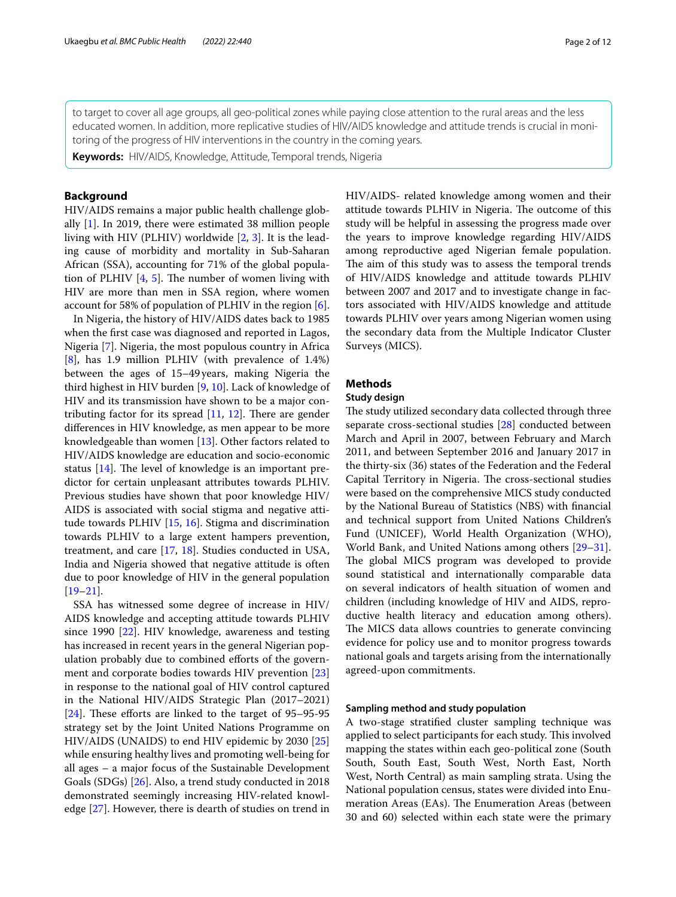to target to cover all age groups, all geo-political zones while paying close attention to the rural areas and the less educated women. In addition, more replicative studies of HIV/AIDS knowledge and attitude trends is crucial in monitoring of the progress of HIV interventions in the country in the coming years.

**Keywords:** HIV/AIDS, Knowledge, Attitude, Temporal trends, Nigeria

## Background

HIV/AIDS remains a major public health challenge globally [1]. In 2019, there were estimated 38 million people living with HIV (PLHIV) worldwide [2, 3]. It is the leading cause of morbidity and mortality in Sub-Saharan African (SSA), accounting for 71% of the global population of PLHIV [4, 5]. The number of women living with HIV are more than men in SSA region, where women account for 58% of population of PLHIV in the region [6].

In Nigeria, the history of HIV/AIDS dates back to 1985 when the first case was diagnosed and reported in Lagos, Nigeria [7]. Nigeria, the most populous country in Africa [8], has 1.9 million PLHIV (with prevalence of 1.4%) between the ages of 15–49 years, making Nigeria the third highest in HIV burden [9, 10]. Lack of knowledge of HIV and its transmission have shown to be a major contributing factor for its spread [11, 12]. There are gender differences in HIV knowledge, as men appear to be more knowledgeable than women [13]. Other factors related to HIV/AIDS knowledge are education and socio-economic status [14]. The level of knowledge is an important predictor for certain unpleasant attributes towards PLHIV. Previous studies have shown that poor knowledge HIV/AIDS is associated with social stigma and negative attitude towards PLHIV [15, 16]. Stigma and discrimination towards PLHIV to a large extent hampers prevention, treatment, and care [17, 18]. Studies conducted in USA, India and Nigeria showed that negative attitude is often due to poor knowledge of HIV in the general population [19–21].

SSA has witnessed some degree of increase in HIV/AIDS knowledge and accepting attitude towards PLHIV since 1990 [22]. HIV knowledge, awareness and testing has increased in recent years in the general Nigerian population probably due to combined efforts of the government and corporate bodies towards HIV prevention [23] in response to the national goal of HIV control captured in the National HIV/AIDS Strategic Plan (2017–2021) [24]. These efforts are linked to the target of 95–95-95 strategy set by the Joint United Nations Programme on HIV/AIDS (UNAIDS) to end HIV epidemic by 2030 [25] while ensuring healthy lives and promoting well-being for all ages – a major focus of the Sustainable Development Goals (SDGs) [26]. Also, a trend study conducted in 2018 demonstrated seemingly increasing HIV-related knowledge [27]. However, there is dearth of studies on trend in HIV/AIDS- related knowledge among women and their attitude towards PLHIV in Nigeria. The outcome of this study will be helpful in assessing the progress made over the years to improve knowledge regarding HIV/AIDS among reproductive aged Nigerian female population. The aim of this study was to assess the temporal trends of HIV/AIDS knowledge and attitude towards PLHIV between 2007 and 2017 and to investigate change in factors associated with HIV/AIDS knowledge and attitude towards PLHIV over years among Nigerian women using the secondary data from the Multiple Indicator Cluster Surveys (MICS).

## Methods

### Study design

The study utilized secondary data collected through three separate cross-sectional studies [28] conducted between March and April in 2007, between February and March 2011, and between September 2016 and January 2017 in the thirty-six (36) states of the Federation and the Federal Capital Territory in Nigeria. The cross-sectional studies were based on the comprehensive MICS study conducted by the National Bureau of Statistics (NBS) with financial and technical support from United Nations Children's Fund (UNICEF), World Health Organization (WHO), World Bank, and United Nations among others [29–31]. The global MICS program was developed to provide sound statistical and internationally comparable data on several indicators of health situation of women and children (including knowledge of HIV and AIDS, reproductive health literacy and education among others). The MICS data allows countries to generate convincing evidence for policy use and to monitor progress towards national goals and targets arising from the internationally agreed-upon commitments.

### Sampling method and study population

A two-stage stratified cluster sampling technique was applied to select participants for each study. This involved mapping the states within each geo-political zone (South South, South East, South West, North East, North West, North Central) as main sampling strata. Using the National population census, states were divided into Enumeration Areas (EAs). The Enumeration Areas (between 30 and 60) selected within each state were the primary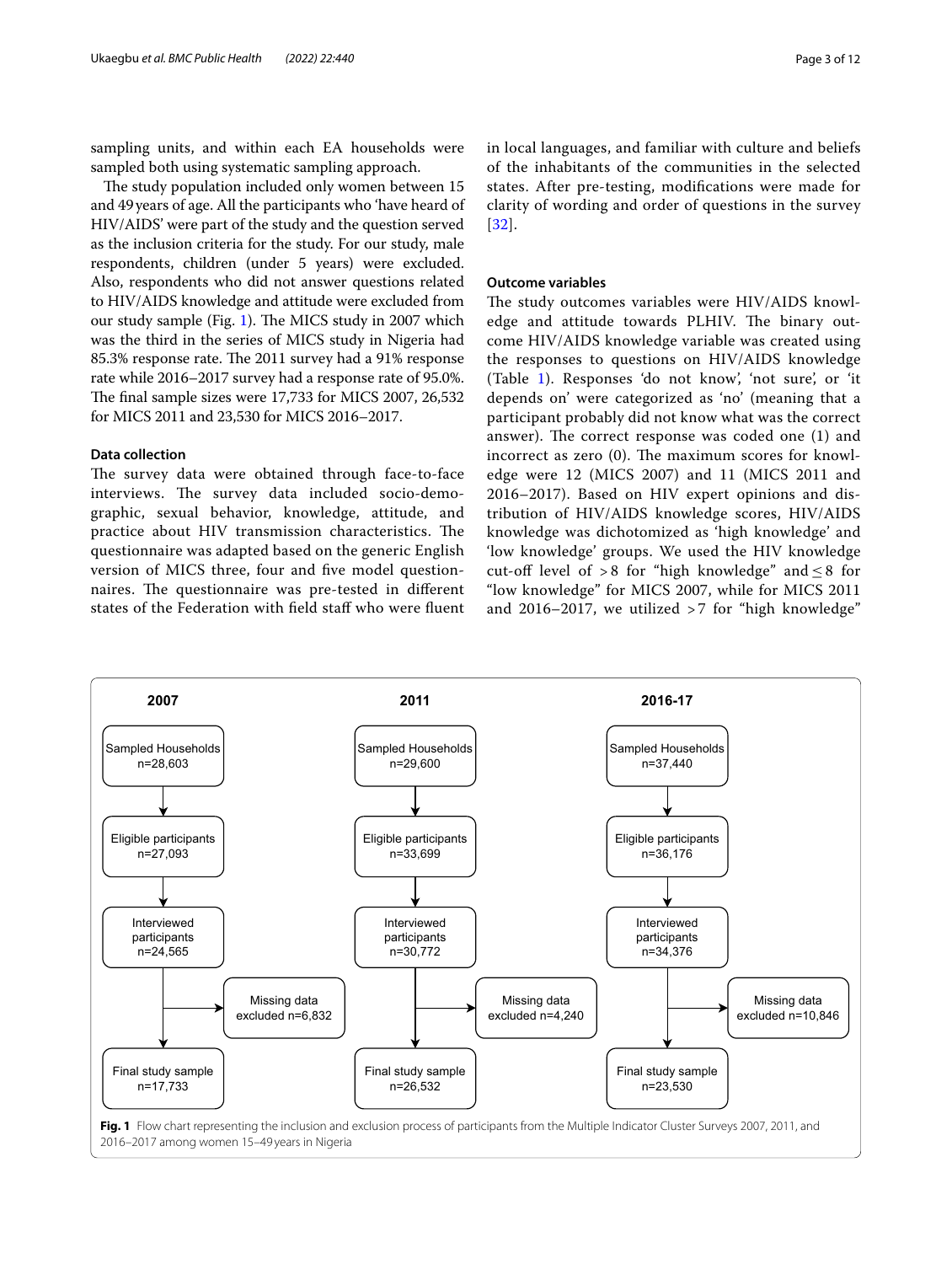sampling units, and within each EA households were sampled both using systematic sampling approach.

The study population included only women between 15 and 49 years of age. All the participants who 'have heard of HIV/AIDS' were part of the study and the question served as the inclusion criteria for the study. For our study, male respondents, children (under 5 years) were excluded. Also, respondents who did not answer questions related to HIV/AIDS knowledge and attitude were excluded from our study sample (Fig. 1). The MICS study in 2007 which was the third in the series of MICS study in Nigeria had 85.3% response rate. The 2011 survey had a 91% response rate while 2016–2017 survey had a response rate of 95.0%. The final sample sizes were 17,733 for MICS 2007, 26,532 for MICS 2011 and 23,530 for MICS 2016–2017.

### Data collection

The survey data were obtained through face-to-face interviews. The survey data included socio-demographic, sexual behavior, knowledge, attitude, and practice about HIV transmission characteristics. The questionnaire was adapted based on the generic English version of MICS three, four and five model questionnaires. The questionnaire was pre-tested in different states of the Federation with field staff who were fluent in local languages, and familiar with culture and beliefs of the inhabitants of the communities in the selected states. After pre-testing, modifications were made for clarity of wording and order of questions in the survey [32].

### Outcome variables

The study outcomes variables were HIV/AIDS knowledge and attitude towards PLHIV. The binary outcome HIV/AIDS knowledge variable was created using the responses to questions on HIV/AIDS knowledge (Table 1). Responses 'do not know', 'not sure', or 'it depends on' were categorized as 'no' (meaning that a participant probably did not know what was the correct answer). The correct response was coded one (1) and incorrect as zero (0). The maximum scores for knowledge were 12 (MICS 2007) and 11 (MICS 2011 and 2016–2017). Based on HIV expert opinions and distribution of HIV/AIDS knowledge scores, HIV/AIDS knowledge was dichotomized as 'high knowledge' and 'low knowledge' groups. We used the HIV knowledge cut-off level of $>8$ for "high knowledge" and $\leq 8$ for "low knowledge" for MICS 2007, while for MICS 2011 and 2016–2017, we utilized $>7$ for "high knowledge"

| 2007 | 2011 | 2016-17 |
|---|---|---|
| Sampled Households n=28,603 | Sampled Households n=29,600 | Sampled Households n=37,440 |
| Eligible participants n=27,093 | Eligible participants n=33,699 | Eligible participants n=36,176 |
| Interviewed participants n=24,565 | Interviewed participants n=30,772 | Interviewed participants n=34,376 |
| Missing data excluded n=6,832 | Missing data excluded n=4,240 | Missing data excluded n=10,846 |
| Final study sample n=17,733 | Final study sample n=26,532 | Final study sample n=23,530 |

**Fig. 1** Flow chart representing the inclusion and exclusion process of participants from the Multiple Indicator Cluster Surveys 2007, 2011, and 2016–2017 among women 15–49 years in Nigeria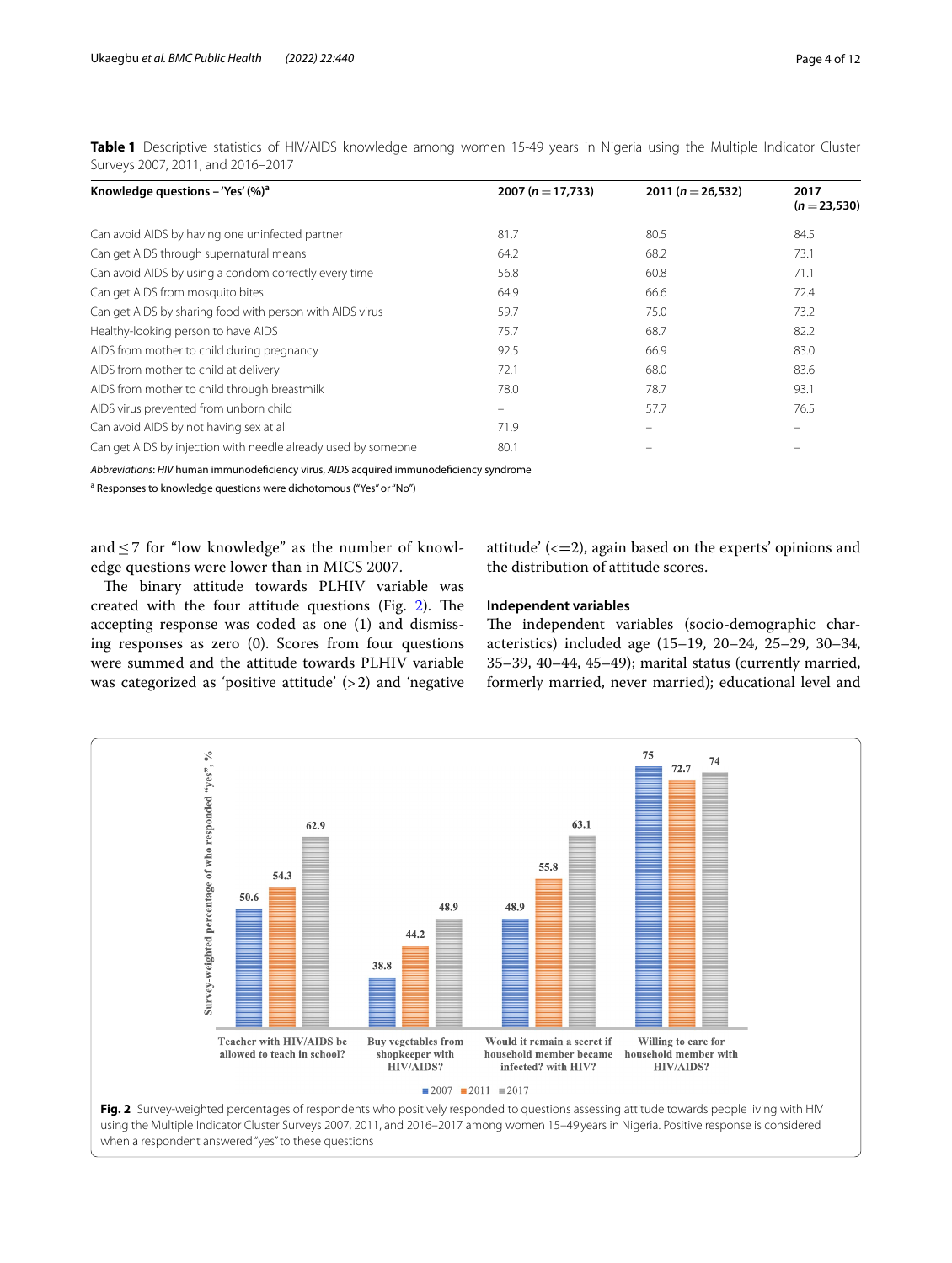**Table 1** Descriptive statistics of HIV/AIDS knowledge among women 15-49 years in Nigeria using the Multiple Indicator Cluster Surveys 2007, 2011, and 2016–2017

| Knowledge questions – 'Yes' (%)[a] | 2007 ($n = 17,733$) | 2011 ($n = 26,532$) | 2017 ($n = 23,530$) |
|---|---|---|---|
| Can avoid AIDS by having one uninfected partner | 81.7 | 80.5 | 84.5 |
| Can get AIDS through supernatural means | 64.2 | 68.2 | 73.1 |
| Can avoid AIDS by using a condom correctly every time | 56.8 | 60.8 | 71.1 |
| Can get AIDS from mosquito bites | 64.9 | 66.6 | 72.4 |
| Can get AIDS by sharing food with person with AIDS virus | 59.7 | 75.0 | 73.2 |
| Healthy-looking person to have AIDS | 75.7 | 68.7 | 82.2 |
| AIDS from mother to child during pregnancy | 92.5 | 66.9 | 83.0 |
| AIDS from mother to child at delivery | 72.1 | 68.0 | 83.6 |
| AIDS from mother to child through breastmilk | 78.0 | 78.7 | 93.1 |
| AIDS virus prevented from unborn child | – | 57.7 | 76.5 |
| Can avoid AIDS by not having sex at all | 71.9 | – | – |
| Can get AIDS by injection with needle already used by someone | 80.1 | – | – |

*Abbreviations*: *HIV* human immunodeficiency virus, *AIDS* acquired immunodeficiency syndrome

[a] Responses to knowledge questions were dichotomous ("Yes" or "No")

and ≤ 7 for "low knowledge" as the number of knowledge questions were lower than in MICS 2007.

The binary attitude towards PLHIV variable was created with the four attitude questions (Fig. 2). The accepting response was coded as one (1) and dismissing responses as zero (0). Scores from four questions were summed and the attitude towards PLHIV variable was categorized as 'positive attitude' (> 2) and 'negative attitude' (<=2), again based on the experts' opinions and the distribution of attitude scores.

### Independent variables

The independent variables (socio-demographic characteristics) included age (15–19, 20–24, 25–29, 30–34, 35–39, 40–44, 45–49); marital status (currently married, formerly married, never married); educational level and

**Fig. 2** Survey-weighted percentages of respondents who positively responded to questions assessing attitude towards people living with HIV using the Multiple Indicator Cluster Surveys 2007, 2011, and 2016–2017 among women 15–49 years in Nigeria. Positive response is considered when a respondent answered "yes" to these questions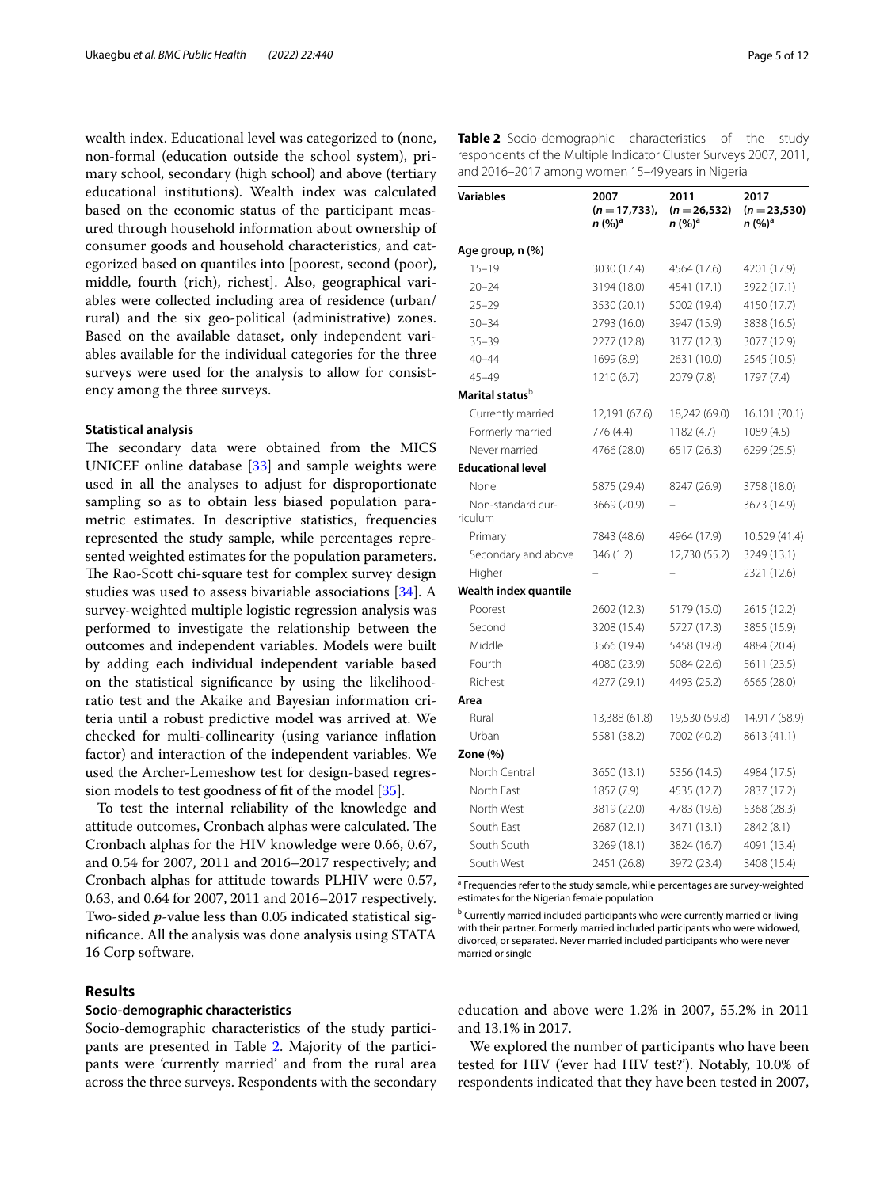wealth index. Educational level was categorized to (none, non-formal (education outside the school system), primary school, secondary (high school) and above (tertiary educational institutions). Wealth index was calculated based on the economic status of the participant measured through household information about ownership of consumer goods and household characteristics, and categorized based on quantiles into [poorest, second (poor), middle, fourth (rich), richest]. Also, geographical variables were collected including area of residence (urban/rural) and the six geo-political (administrative) zones. Based on the available dataset, only independent variables available for the individual categories for the three surveys were used for the analysis to allow for consistency among the three surveys.

### Statistical analysis

The secondary data were obtained from the MICS UNICEF online database [33] and sample weights were used in all the analyses to adjust for disproportionate sampling so as to obtain less biased population parametric estimates. In descriptive statistics, frequencies represented the study sample, while percentages represented weighted estimates for the population parameters. The Rao-Scott chi-square test for complex survey design studies was used to assess bivariable associations [34]. A survey-weighted multiple logistic regression analysis was performed to investigate the relationship between the outcomes and independent variables. Models were built by adding each individual independent variable based on the statistical significance by using the likelihood-ratio test and the Akaike and Bayesian information criteria until a robust predictive model was arrived at. We checked for multi-collinearity (using variance inflation factor) and interaction of the independent variables. We used the Archer-Lemeshow test for design-based regression models to test goodness of fit of the model [35].

To test the internal reliability of the knowledge and attitude outcomes, Cronbach alphas were calculated. The Cronbach alphas for the HIV knowledge were 0.66, 0.67, and 0.54 for 2007, 2011 and 2016–2017 respectively; and Cronbach alphas for attitude towards PLHIV were 0.57, 0.63, and 0.64 for 2007, 2011 and 2016–2017 respectively. Two-sided $p$-value less than 0.05 indicated statistical significance. All the analysis was done analysis using STATA 16 Corp software.

## Results

### Socio-demographic characteristics

Socio-demographic characteristics of the study participants are presented in Table 2. Majority of the participants were 'currently married' and from the rural area across the three surveys. Respondents with the secondary education and above were 1.2% in 2007, 55.2% in 2011 and 13.1% in 2017.

We explored the number of participants who have been tested for HIV ('ever had HIV test?'). Notably, 10.0% of respondents indicated that they have been tested in 2007,

**Table 2** Socio-demographic characteristics of the study respondents of the Multiple Indicator Cluster Surveys 2007, 2011, and 2016–2017 among women 15–49 years in Nigeria

| Variables | 2007 ($n=17{,}733$), $n$ (%)[a] | 2011 ($n=26{,}532$) $n$ (%)[a] | 2017 ($n=23{,}530$) $n$ (%)[a] |
|---|---|---|---|
| **Age group, n (%)** | | | |
| 15–19 | 3030 (17.4) | 4564 (17.6) | 4201 (17.9) |
| 20–24 | 3194 (18.0) | 4541 (17.1) | 3922 (17.1) |
| 25–29 | 3530 (20.1) | 5002 (19.4) | 4150 (17.7) |
| 30–34 | 2793 (16.0) | 3947 (15.9) | 3838 (16.5) |
| 35–39 | 2277 (12.8) | 3177 (12.3) | 3077 (12.9) |
| 40–44 | 1699 (8.9) | 2631 (10.0) | 2545 (10.5) |
| 45–49 | 1210 (6.7) | 2079 (7.8) | 1797 (7.4) |
| **Marital status**[b] | | | |
| Currently married | 12,191 (67.6) | 18,242 (69.0) | 16,101 (70.1) |
| Formerly married | 776 (4.4) | 1182 (4.7) | 1089 (4.5) |
| Never married | 4766 (28.0) | 6517 (26.3) | 6299 (25.5) |
| **Educational level** | | | |
| None | 5875 (29.4) | 8247 (26.9) | 3758 (18.0) |
| Non-standard curriculum | 3669 (20.9) | – | 3673 (14.9) |
| Primary | 7843 (48.6) | 4964 (17.9) | 10,529 (41.4) |
| Secondary and above | 346 (1.2) | 12,730 (55.2) | 3249 (13.1) |
| Higher | – | – | 2321 (12.6) |
| **Wealth index quantile** | | | |
| Poorest | 2602 (12.3) | 5179 (15.0) | 2615 (12.2) |
| Second | 3208 (15.4) | 5727 (17.3) | 3855 (15.9) |
| Middle | 3566 (19.4) | 5458 (19.8) | 4884 (20.4) |
| Fourth | 4080 (23.9) | 5084 (22.6) | 5611 (23.5) |
| Richest | 4277 (29.1) | 4493 (25.2) | 6565 (28.0) |
| **Area** | | | |
| Rural | 13,388 (61.8) | 19,530 (59.8) | 14,917 (58.9) |
| Urban | 5581 (38.2) | 7002 (40.2) | 8613 (41.1) |
| **Zone (%)** | | | |
| North Central | 3650 (13.1) | 5356 (14.5) | 4984 (17.5) |
| North East | 1857 (7.9) | 4535 (12.7) | 2837 (17.2) |
| North West | 3819 (22.0) | 4783 (19.6) | 5368 (28.3) |
| South East | 2687 (12.1) | 3471 (13.1) | 2842 (8.1) |
| South South | 3269 (18.1) | 3824 (16.7) | 4091 (13.4) |
| South West | 2451 (26.8) | 3972 (23.4) | 3408 (15.4) |

[a] Frequencies refer to the study sample, while percentages are survey-weighted estimates for the Nigerian female population

[b] Currently married included participants who were currently married or living with their partner. Formerly married included participants who were widowed, divorced, or separated. Never married included participants who were never married or single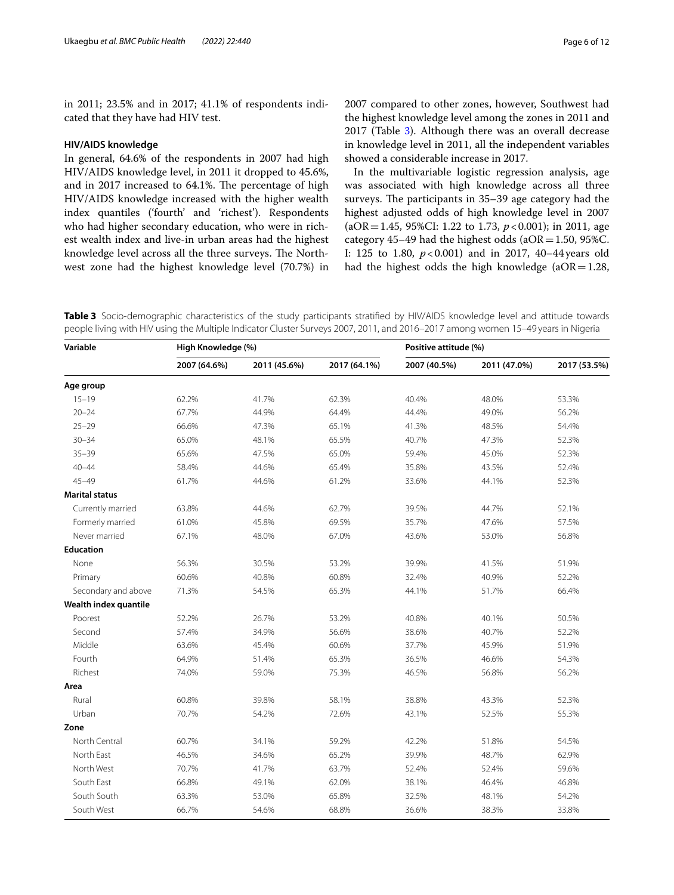in 2011; 23.5% and in 2017; 41.1% of respondents indicated that they have had HIV test.

### HIV/AIDS knowledge

In general, 64.6% of the respondents in 2007 had high HIV/AIDS knowledge level, in 2011 it dropped to 45.6%, and in 2017 increased to 64.1%. The percentage of high HIV/AIDS knowledge increased with the higher wealth index quantiles ('fourth' and 'richest'). Respondents who had higher secondary education, who were in richest wealth index and live-in urban areas had the highest knowledge level across all the three surveys. The Northwest zone had the highest knowledge level (70.7%) in 2007 compared to other zones, however, Southwest had the highest knowledge level among the zones in 2011 and 2017 (Table 3). Although there was an overall decrease in knowledge level in 2011, all the independent variables showed a considerable increase in 2017.

In the multivariable logistic regression analysis, age was associated with high knowledge across all three surveys. The participants in 35–39 age category had the highest adjusted odds of high knowledge level in 2007 (aOR = 1.45, 95%CI: 1.22 to 1.73, $p < 0.001$); in 2011, age category 45–49 had the highest odds (aOR = 1.50, 95%C. I: 125 to 1.80, $p < 0.001$) and in 2017, 40–44 years old had the highest odds the high knowledge (aOR = 1.28,

**Table 3** Socio-demographic characteristics of the study participants stratified by HIV/AIDS knowledge level and attitude towards people living with HIV using the Multiple Indicator Cluster Surveys 2007, 2011, and 2016–2017 among women 15–49 years in Nigeria

| Variable | High Knowledge (%) | | | Positive attitude (%) | | |
|---|---|---|---|---|---|---|
| | 2007 (64.6%) | 2011 (45.6%) | 2017 (64.1%) | 2007 (40.5%) | 2011 (47.0%) | 2017 (53.5%) |
| **Age group** | | | | | | |
| 15–19 | 62.2% | 41.7% | 62.3% | 40.4% | 48.0% | 53.3% |
| 20–24 | 67.7% | 44.9% | 64.4% | 44.4% | 49.0% | 56.2% |
| 25–29 | 66.6% | 47.3% | 65.1% | 41.3% | 48.5% | 54.4% |
| 30–34 | 65.0% | 48.1% | 65.5% | 40.7% | 47.3% | 52.3% |
| 35–39 | 65.6% | 47.5% | 65.0% | 59.4% | 45.0% | 52.3% |
| 40–44 | 58.4% | 44.6% | 65.4% | 35.8% | 43.5% | 52.4% |
| 45–49 | 61.7% | 44.6% | 61.2% | 33.6% | 44.1% | 52.3% |
| **Marital status** | | | | | | |
| Currently married | 63.8% | 44.6% | 62.7% | 39.5% | 44.7% | 52.1% |
| Formerly married | 61.0% | 45.8% | 69.5% | 35.7% | 47.6% | 57.5% |
| Never married | 67.1% | 48.0% | 67.0% | 43.6% | 53.0% | 56.8% |
| **Education** | | | | | | |
| None | 56.3% | 30.5% | 53.2% | 39.9% | 41.5% | 51.9% |
| Primary | 60.6% | 40.8% | 60.8% | 32.4% | 40.9% | 52.2% |
| Secondary and above | 71.3% | 54.5% | 65.3% | 44.1% | 51.7% | 66.4% |
| **Wealth index quantile** | | | | | | |
| Poorest | 52.2% | 26.7% | 53.2% | 40.8% | 40.1% | 50.5% |
| Second | 57.4% | 34.9% | 56.6% | 38.6% | 40.7% | 52.2% |
| Middle | 63.6% | 45.4% | 60.6% | 37.7% | 45.9% | 51.9% |
| Fourth | 64.9% | 51.4% | 65.3% | 36.5% | 46.6% | 54.3% |
| Richest | 74.0% | 59.0% | 75.3% | 46.5% | 56.8% | 56.2% |
| **Area** | | | | | | |
| Rural | 60.8% | 39.8% | 58.1% | 38.8% | 43.3% | 52.3% |
| Urban | 70.7% | 54.2% | 72.6% | 43.1% | 52.5% | 55.3% |
| **Zone** | | | | | | |
| North Central | 60.7% | 34.1% | 59.2% | 42.2% | 51.8% | 54.5% |
| North East | 46.5% | 34.6% | 65.2% | 39.9% | 48.7% | 62.9% |
| North West | 70.7% | 41.7% | 63.7% | 52.4% | 52.4% | 59.6% |
| South East | 66.8% | 49.1% | 62.0% | 38.1% | 46.4% | 46.8% |
| South South | 63.3% | 53.0% | 65.8% | 32.5% | 48.1% | 54.2% |
| South West | 66.7% | 54.6% | 68.8% | 36.6% | 38.3% | 33.8% |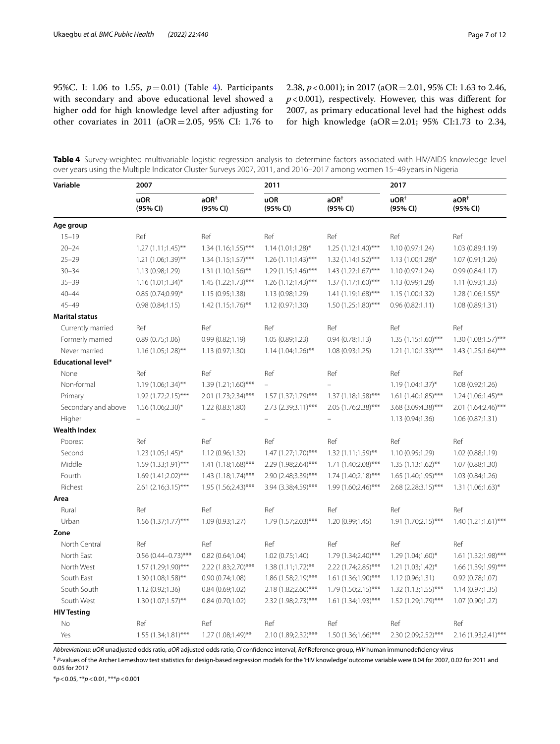95%C. I: 1.06 to 1.55, $p=0.01$) (Table 4). Participants with secondary and above educational level showed a higher odd for high knowledge level after adjusting for other covariates in 2011 (aOR = 2.05, 95% CI: 1.76 to 2.38, $p<0.001$); in 2017 (aOR = 2.01, 95% CI: 1.63 to 2.46, $p<0.001$), respectively. However, this was different for 2007, as primary educational level had the highest odds for high knowledge (aOR = 2.01; 95% CI:1.73 to 2.34,

**Table 4** Survey-weighted multivariable logistic regression analysis to determine factors associated with HIV/AIDS knowledge level over years using the Multiple Indicator Cluster Surveys 2007, 2011, and 2016–2017 among women 15–49 years in Nigeria

| Variable | 2007 | | 2011 | | 2017 | |
|---|---|---|---|---|---|---|
| | uOR (95% CI) | aOR[†] (95% CI) | uOR (95% CI) | aOR[†] (95% CI) | uOR[†] (95% CI) | aOR[†] (95% CI) |
| **Age group** | | | | | | |
| 15–19 | Ref | Ref | Ref | Ref | Ref | Ref |
| 20–24 | 1.27 (1.11;1.45)** | 1.34 (1.16;1.55)*** | 1.14 (1.01;1.28)* | 1.25 (1.12;1.40)*** | 1.10 (0.97;1.24) | 1.03 (0.89;1.19) |
| 25–29 | 1.21 (1.06;1.39)** | 1.34 (1.15;1.57)*** | 1.26 (1.11;1.43)*** | 1.32 (1.14;1.52)*** | 1.13 (1.00;1.28)* | 1.07 (0.91;1.26) |
| 30–34 | 1.13 (0.98;1.29) | 1.31 (1.10;1.56)** | 1.29 (1.15;1.46)*** | 1.43 (1.22;1.67)*** | 1.10 (0.97;1.24) | 0.99 (0.84;1.17) |
| 35–39 | 1.16 (1.01;1.34)* | 1.45 (1.22;1.73)*** | 1.26 (1.12;1.43)*** | 1.37 (1.17;1.60)*** | 1.13 (0.99;1.28) | 1.11 (0.93;1.33) |
| 40–44 | 0.85 (0.74;0.99)* | 1.15 (0.95;1.38) | 1.13 (0.98;1.29) | 1.41 (1.19;1.68)*** | 1.15 (1.00;1.32) | 1.28 (1.06;1.55)* |
| 45–49 | 0.98 (0.84;1.15) | 1.42 (1.15;1.76)** | 1.12 (0.97;1.30) | 1.50 (1.25;1.80)*** | 0.96 (0.82;1.11) | 1.08 (0.89;1.31) |
| **Marital status** | | | | | | |
| Currently married | Ref | Ref | Ref | Ref | Ref | Ref |
| Formerly married | 0.89 (0.75;1.06) | 0.99 (0.82;1.19) | 1.05 (0.89;1.23) | 0.94 (0.78;1.13) | 1.35 (1.15;1.60)*** | 1.30 (1.08;1.57)*** |
| Never married | 1.16 (1.05;1.28)** | 1.13 (0.97;1.30) | 1.14 (1.04;1.26)** | 1.08 (0.93;1.25) | 1.21 (1.10;1.33)*** | 1.43 (1.25;1.64)*** |
| **Educational level*** | | | | | | |
| None | Ref | Ref | Ref | Ref | Ref | Ref |
| Non-formal | 1.19 (1.06;1.34)** | 1.39 (1.21;1.60)*** | – | – | 1.19 (1.04;1.37)* | 1.08 (0.92;1.26) |
| Primary | 1.92 (1.72;2.15)*** | 2.01 (1.73;2.34)*** | 1.57 (1.37;1.79)*** | 1.37 (1.18;1.58)*** | 1.61 (1.40;1.85)*** | 1.24 (1.06;1.45)** |
| Secondary and above | 1.56 (1.06;2.30)* | 1.22 (0.83;1.80) | 2.73 (2.39;3.11)*** | 2.05 (1.76;2.38)*** | 3.68 (3.09;4.38)*** | 2.01 (1.64;2.46)*** |
| Higher | – | – | – | – | 1.13 (0.94;1.36) | 1.06 (0.87;1.31) |
| **Wealth Index** | | | | | | |
| Poorest | Ref | Ref | Ref | Ref | Ref | Ref |
| Second | 1.23 (1.05;1.45)* | 1.12 (0.96;1.32) | 1.47 (1.27;1.70)*** | 1.32 (1.11;1.59)** | 1.10 (0.95;1.29) | 1.02 (0.88;1.19) |
| Middle | 1.59 (1.33;1.91)*** | 1.41 (1.18;1.68)*** | 2.29 (1.98;2.64)*** | 1.71 (1.40;2.08)*** | 1.35 (1.13;1.62)** | 1.07 (0.88;1.30) |
| Fourth | 1.69 (1.41;2.02)*** | 1.43 (1.18;1.74)*** | 2.90 (2.48;3.39)*** | 1.74 (1.40;2.18)*** | 1.65 (1.40;1.95)*** | 1.03 (0.84;1.26) |
| Richest | 2.61 (2.16;3.15)*** | 1.95 (1.56;2.43)*** | 3.94 (3.38;4.59)*** | 1.99 (1.60;2.46)*** | 2.68 (2.28;3.15)*** | 1.31 (1.06;1.63)* |
| **Area** | | | | | | |
| Rural | Ref | Ref | Ref | Ref | Ref | Ref |
| Urban | 1.56 (1.37;1.77)*** | 1.09 (0.93;1.27) | 1.79 (1.57;2.03)*** | 1.20 (0.99;1.45) | 1.91 (1.70;2.15)*** | 1.40 (1.21;1.61)*** |
| **Zone** | | | | | | |
| North Central | Ref | Ref | Ref | Ref | Ref | Ref |
| North East | 0.56 (0.44–0.73)*** | 0.82 (0.64;1.04) | 1.02 (0.75;1.40) | 1.79 (1.34;2.40)*** | 1.29 (1.04;1.60)* | 1.61 (1.32;1.98)*** |
| North West | 1.57 (1.29;1.90)*** | 2.22 (1.83;2.70)*** | 1.38 (1.11;1.72)** | 2.22 (1.74;2.85)*** | 1.21 (1.03;1.42)* | 1.66 (1.39;1.99)*** |
| South East | 1.30 (1.08;1.58)** | 0.90 (0.74;1.08) | 1.86 (1.58;2.19)*** | 1.61 (1.36;1.90)*** | 1.12 (0.96;1.31) | 0.92 (0.78;1.07) |
| South South | 1.12 (0.92;1.36) | 0.84 (0.69;1.02) | 2.18 (1.82;2.60)*** | 1.79 (1.50;2.15)*** | 1.32 (1.13;1.55)*** | 1.14 (0.97;1.35) |
| South West | 1.30 (1.07;1.57)** | 0.84 (0.70;1.02) | 2.32 (1.98;2.73)*** | 1.61 (1.34;1.93)*** | 1.52 (1.29;1.79)*** | 1.07 (0.90;1.27) |
| **HIV Testing** | | | | | | |
| No | Ref | Ref | Ref | Ref | Ref | Ref |
| Yes | 1.55 (1.34;1.81)*** | 1.27 (1.08;1.49)** | 2.10 (1.89;2.32)*** | 1.50 (1.36;1.66)*** | 2.30 (2.09;2.52)*** | 2.16 (1.93;2.41)*** |

*Abbreviations*: *uOR* unadjusted odds ratio, *aOR* adjusted odds ratio, *CI* confidence interval, *Ref* Reference group, *HIV* human immunodeficiency virus

[†] *P*-values of the Archer Lemeshow test statistics for design-based regression models for the 'HIV knowledge' outcome variable were 0.04 for 2007, 0.02 for 2011 and 0.05 for 2017

*$p<0.05$, **$p<0.01$, ***$p<0.001$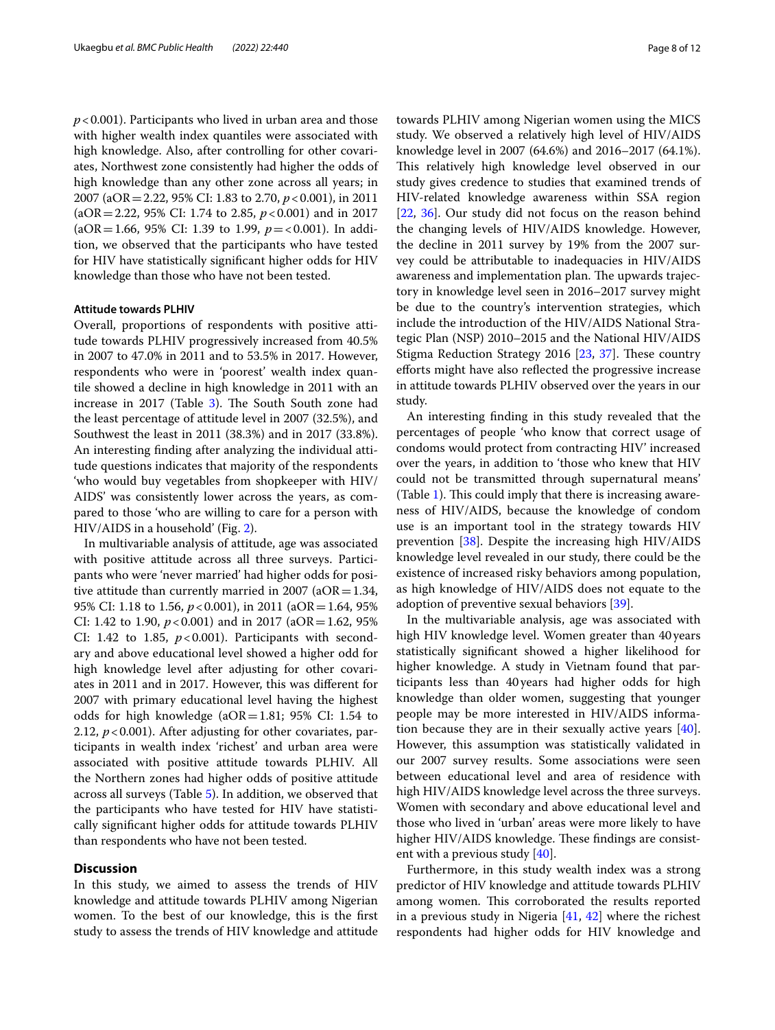$p < 0.001$). Participants who lived in urban area and those with higher wealth index quantiles were associated with high knowledge. Also, after controlling for other covariates, Northwest zone consistently had higher the odds of high knowledge than any other zone across all years; in 2007 (aOR = 2.22, 95% CI: 1.83 to 2.70, $p < 0.001$), in 2011 (aOR = 2.22, 95% CI: 1.74 to 2.85, $p < 0.001$) and in 2017 (aOR = 1.66, 95% CI: 1.39 to 1.99, $p = < 0.001$). In addition, we observed that the participants who have tested for HIV have statistically significant higher odds for HIV knowledge than those who have not been tested.

#### Attitude towards PLHIV

Overall, proportions of respondents with positive attitude towards PLHIV progressively increased from 40.5% in 2007 to 47.0% in 2011 and to 53.5% in 2017. However, respondents who were in 'poorest' wealth index quantile showed a decline in high knowledge in 2011 with an increase in 2017 (Table 3). The South South zone had the least percentage of attitude level in 2007 (32.5%), and Southwest the least in 2011 (38.3%) and in 2017 (33.8%). An interesting finding after analyzing the individual attitude questions indicates that majority of the respondents 'who would buy vegetables from shopkeeper with HIV/AIDS' was consistently lower across the years, as compared to those 'who are willing to care for a person with HIV/AIDS in a household' (Fig. 2).

In multivariable analysis of attitude, age was associated with positive attitude across all three surveys. Participants who were 'never married' had higher odds for positive attitude than currently married in 2007 (aOR = 1.34, 95% CI: 1.18 to 1.56, $p < 0.001$), in 2011 (aOR = 1.64, 95% CI: 1.42 to 1.90, $p < 0.001$) and in 2017 (aOR = 1.62, 95% CI: 1.42 to 1.85, $p < 0.001$). Participants with secondary and above educational level showed a higher odd for high knowledge level after adjusting for other covariates in 2011 and in 2017. However, this was different for 2007 with primary educational level having the highest odds for high knowledge (aOR = 1.81; 95% CI: 1.54 to 2.12, $p < 0.001$). After adjusting for other covariates, participants in wealth index 'richest' and urban area were associated with positive attitude towards PLHIV. All the Northern zones had higher odds of positive attitude across all surveys (Table 5). In addition, we observed that the participants who have tested for HIV have statistically significant higher odds for attitude towards PLHIV than respondents who have not been tested.

## Discussion

In this study, we aimed to assess the trends of HIV knowledge and attitude towards PLHIV among Nigerian women. To the best of our knowledge, this is the first study to assess the trends of HIV knowledge and attitude towards PLHIV among Nigerian women using the MICS study. We observed a relatively high level of HIV/AIDS knowledge level in 2007 (64.6%) and 2016–2017 (64.1%). This relatively high knowledge level observed in our study gives credence to studies that examined trends of HIV-related knowledge awareness within SSA region [22, 36]. Our study did not focus on the reason behind the changing levels of HIV/AIDS knowledge. However, the decline in 2011 survey by 19% from the 2007 survey could be attributable to inadequacies in HIV/AIDS awareness and implementation plan. The upwards trajectory in knowledge level seen in 2016–2017 survey might be due to the country's intervention strategies, which include the introduction of the HIV/AIDS National Strategic Plan (NSP) 2010–2015 and the National HIV/AIDS Stigma Reduction Strategy 2016 [23, 37]. These country efforts might have also reflected the progressive increase in attitude towards PLHIV observed over the years in our study.

An interesting finding in this study revealed that the percentages of people 'who know that correct usage of condoms would protect from contracting HIV' increased over the years, in addition to 'those who knew that HIV could not be transmitted through supernatural means' (Table 1). This could imply that there is increasing awareness of HIV/AIDS, because the knowledge of condom use is an important tool in the strategy towards HIV prevention [38]. Despite the increasing high HIV/AIDS knowledge level revealed in our study, there could be the existence of increased risky behaviors among population, as high knowledge of HIV/AIDS does not equate to the adoption of preventive sexual behaviors [39].

In the multivariable analysis, age was associated with high HIV knowledge level. Women greater than 40 years statistically significant showed a higher likelihood for higher knowledge. A study in Vietnam found that participants less than 40 years had higher odds for high knowledge than older women, suggesting that younger people may be more interested in HIV/AIDS information because they are in their sexually active years [40]. However, this assumption was statistically validated in our 2007 survey results. Some associations were seen between educational level and area of residence with high HIV/AIDS knowledge level across the three surveys. Women with secondary and above educational level and those who lived in 'urban' areas were more likely to have higher HIV/AIDS knowledge. These findings are consistent with a previous study [40].

Furthermore, in this study wealth index was a strong predictor of HIV knowledge and attitude towards PLHIV among women. This corroborated the results reported in a previous study in Nigeria [41, 42] where the richest respondents had higher odds for HIV knowledge and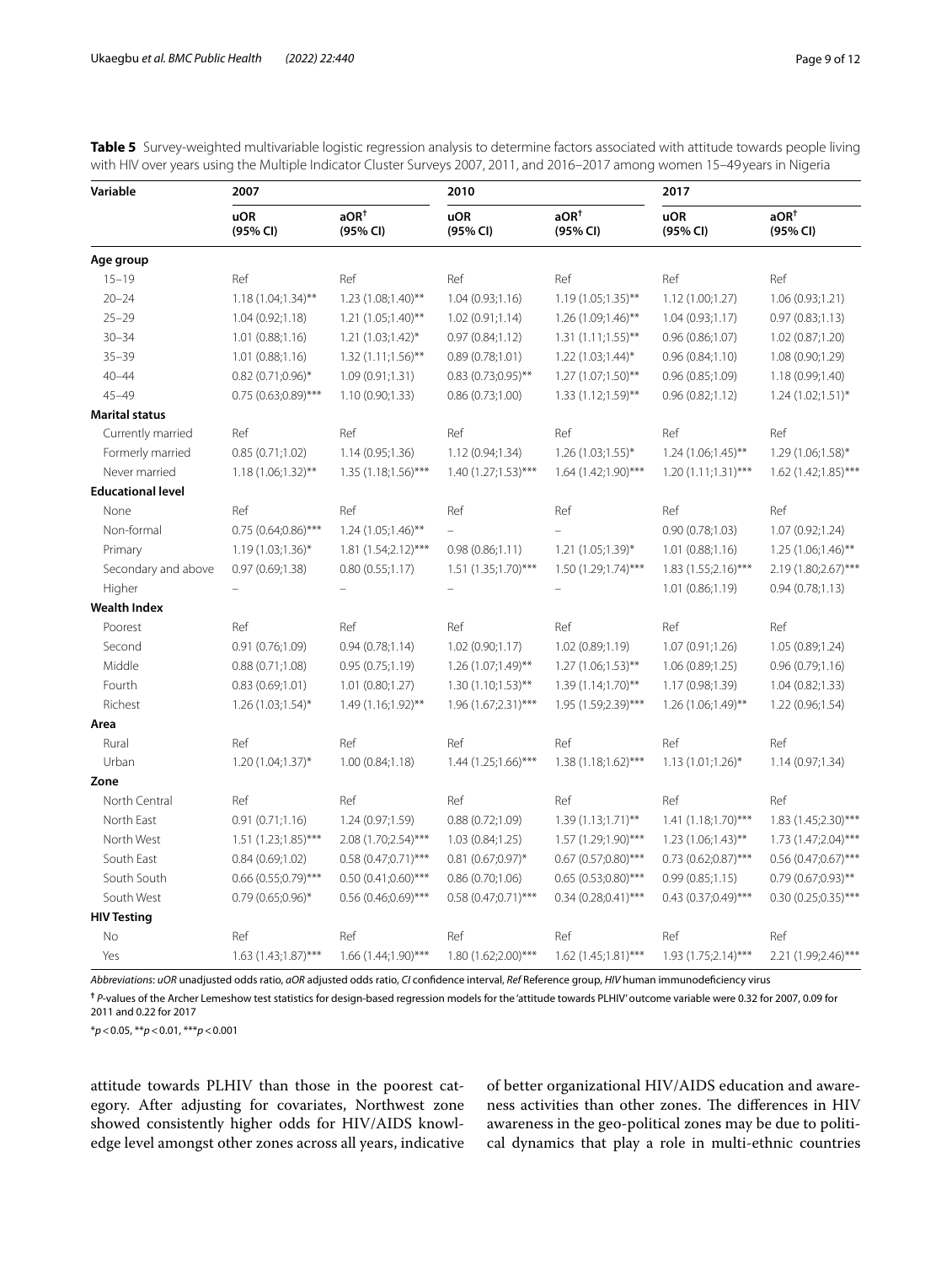**Table 5** Survey-weighted multivariable logistic regression analysis to determine factors associated with attitude towards people living with HIV over years using the Multiple Indicator Cluster Surveys 2007, 2011, and 2016–2017 among women 15–49 years in Nigeria

| Variable | 2007 | | 2010 | | 2017 | |
|---|---|---|---|---|---|---|
| | uOR (95% CI) | aOR† (95% CI) | uOR (95% CI) | aOR† (95% CI) | uOR (95% CI) | aOR† (95% CI) |
| **Age group** | | | | | | |
| 15–19 | Ref | Ref | Ref | Ref | Ref | Ref |
| 20–24 | 1.18 (1.04;1.34)** | 1.23 (1.08;1.40)** | 1.04 (0.93;1.16) | 1.19 (1.05;1.35)** | 1.12 (1.00;1.27) | 1.06 (0.93;1.21) |
| 25–29 | 1.04 (0.92;1.18) | 1.21 (1.05;1.40)** | 1.02 (0.91;1.14) | 1.26 (1.09;1.46)** | 1.04 (0.93;1.17) | 0.97 (0.83;1.13) |
| 30–34 | 1.01 (0.88;1.16) | 1.21 (1.03;1.42)* | 0.97 (0.84;1.12) | 1.31 (1.11;1.55)** | 0.96 (0.86;1.07) | 1.02 (0.87;1.20) |
| 35–39 | 1.01 (0.88;1.16) | 1.32 (1.11;1.56)** | 0.89 (0.78;1.01) | 1.22 (1.03;1.44)* | 0.96 (0.84;1.10) | 1.08 (0.90;1.29) |
| 40–44 | 0.82 (0.71;0.96)* | 1.09 (0.91;1.31) | 0.83 (0.73;0.95)** | 1.27 (1.07;1.50)** | 0.96 (0.85;1.09) | 1.18 (0.99;1.40) |
| 45–49 | 0.75 (0.63;0.89)*** | 1.10 (0.90;1.33) | 0.86 (0.73;1.00) | 1.33 (1.12;1.59)** | 0.96 (0.82;1.12) | 1.24 (1.02;1.51)* |
| **Marital status** | | | | | | |
| Currently married | Ref | Ref | Ref | Ref | Ref | Ref |
| Formerly married | 0.85 (0.71;1.02) | 1.14 (0.95;1.36) | 1.12 (0.94;1.34) | 1.26 (1.03;1.55)* | 1.24 (1.06;1.45)** | 1.29 (1.06;1.58)* |
| Never married | 1.18 (1.06;1.32)** | 1.35 (1.18;1.56)*** | 1.40 (1.27;1.53)*** | 1.64 (1.42;1.90)*** | 1.20 (1.11;1.31)*** | 1.62 (1.42;1.85)*** |
| **Educational level** | | | | | | |
| None | Ref | Ref | Ref | Ref | Ref | Ref |
| Non-formal | 0.75 (0.64;0.86)*** | 1.24 (1.05;1.46)** | – | – | 0.90 (0.78;1.03) | 1.07 (0.92;1.24) |
| Primary | 1.19 (1.03;1.36)* | 1.81 (1.54;2.12)*** | 0.98 (0.86;1.11) | 1.21 (1.05;1.39)* | 1.01 (0.88;1.16) | 1.25 (1.06;1.46)** |
| Secondary and above | 0.97 (0.69;1.38) | 0.80 (0.55;1.17) | 1.51 (1.35;1.70)*** | 1.50 (1.29;1.74)*** | 1.83 (1.55;2.16)*** | 2.19 (1.80;2.67)*** |
| Higher | – | – | – | – | 1.01 (0.86;1.19) | 0.94 (0.78;1.13) |
| **Wealth Index** | | | | | | |
| Poorest | Ref | Ref | Ref | Ref | Ref | Ref |
| Second | 0.91 (0.76;1.09) | 0.94 (0.78;1.14) | 1.02 (0.90;1.17) | 1.02 (0.89;1.19) | 1.07 (0.91;1.26) | 1.05 (0.89;1.24) |
| Middle | 0.88 (0.71;1.08) | 0.95 (0.75;1.19) | 1.26 (1.07;1.49)** | 1.27 (1.06;1.53)** | 1.06 (0.89;1.25) | 0.96 (0.79;1.16) |
| Fourth | 0.83 (0.69;1.01) | 1.01 (0.80;1.27) | 1.30 (1.10;1.53)** | 1.39 (1.14;1.70)** | 1.17 (0.98;1.39) | 1.04 (0.82;1.33) |
| Richest | 1.26 (1.03;1.54)* | 1.49 (1.16;1.92)** | 1.96 (1.67;2.31)*** | 1.95 (1.59;2.39)*** | 1.26 (1.06;1.49)** | 1.22 (0.96;1.54) |
| **Area** | | | | | | |
| Rural | Ref | Ref | Ref | Ref | Ref | Ref |
| Urban | 1.20 (1.04;1.37)* | 1.00 (0.84;1.18) | 1.44 (1.25;1.66)*** | 1.38 (1.18;1.62)*** | 1.13 (1.01;1.26)* | 1.14 (0.97;1.34) |
| **Zone** | | | | | | |
| North Central | Ref | Ref | Ref | Ref | Ref | Ref |
| North East | 0.91 (0.71;1.16) | 1.24 (0.97;1.59) | 0.88 (0.72;1.09) | 1.39 (1.13;1.71)** | 1.41 (1.18;1.70)*** | 1.83 (1.45;2.30)*** |
| North West | 1.51 (1.23;1.85)*** | 2.08 (1.70;2.54)*** | 1.03 (0.84;1.25) | 1.57 (1.29;1.90)*** | 1.23 (1.06;1.43)** | 1.73 (1.47;2.04)*** |
| South East | 0.84 (0.69;1.02) | 0.58 (0.47;0.71)*** | 0.81 (0.67;0.97)* | 0.67 (0.57;0.80)*** | 0.73 (0.62;0.87)*** | 0.56 (0.47;0.67)*** |
| South South | 0.66 (0.55;0.79)*** | 0.50 (0.41;0.60)*** | 0.86 (0.70;1.06) | 0.65 (0.53;0.80)*** | 0.99 (0.85;1.15) | 0.79 (0.67;0.93)** |
| South West | 0.79 (0.65;0.96)* | 0.56 (0.46;0.69)*** | 0.58 (0.47;0.71)*** | 0.34 (0.28;0.41)*** | 0.43 (0.37;0.49)*** | 0.30 (0.25;0.35)*** |
| **HIV Testing** | | | | | | |
| No | Ref | Ref | Ref | Ref | Ref | Ref |
| Yes | 1.63 (1.43;1.87)*** | 1.66 (1.44;1.90)*** | 1.80 (1.62;2.00)*** | 1.62 (1.45;1.81)*** | 1.93 (1.75;2.14)*** | 2.21 (1.99;2.46)*** |

*Abbreviations*: *uOR* unadjusted odds ratio, *aOR* adjusted odds ratio, *CI* confidence interval, *Ref* Reference group, *HIV* human immunodeficiency virus

† *P*-values of the Archer Lemeshow test statistics for design-based regression models for the 'attitude towards PLHIV' outcome variable were 0.32 for 2007, 0.09 for 2011 and 0.22 for 2017

*$p < 0.05$, **$p < 0.01$, ***$p < 0.001$

attitude towards PLHIV than those in the poorest category. After adjusting for covariates, Northwest zone showed consistently higher odds for HIV/AIDS knowledge level amongst other zones across all years, indicative of better organizational HIV/AIDS education and awareness activities than other zones. The differences in HIV awareness in the geo-political zones may be due to political dynamics that play a role in multi-ethnic countries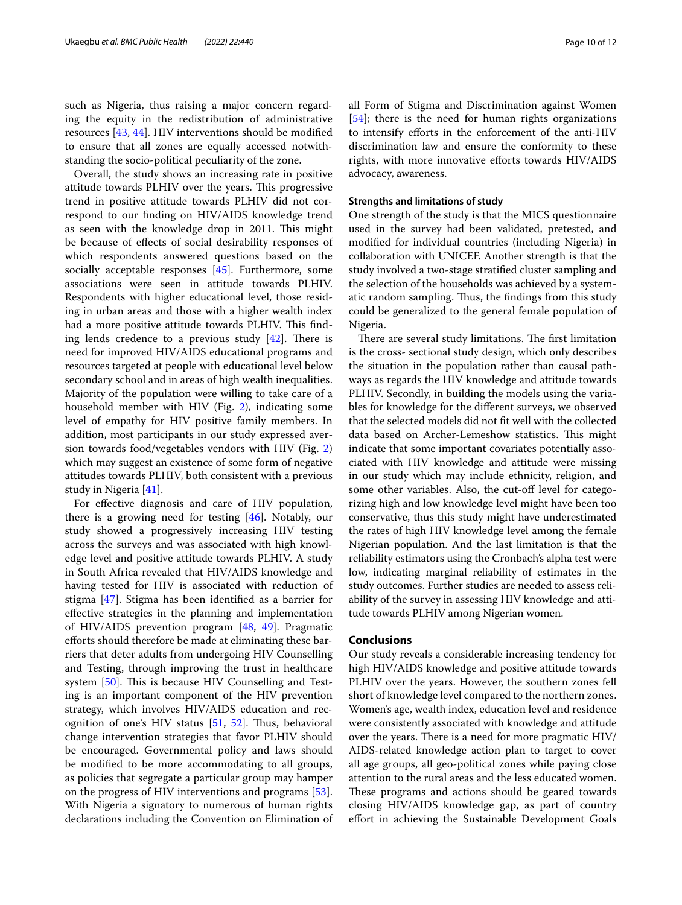such as Nigeria, thus raising a major concern regarding the equity in the redistribution of administrative resources [43, 44]. HIV interventions should be modified to ensure that all zones are equally accessed notwithstanding the socio-political peculiarity of the zone.

Overall, the study shows an increasing rate in positive attitude towards PLHIV over the years. This progressive trend in positive attitude towards PLHIV did not correspond to our finding on HIV/AIDS knowledge trend as seen with the knowledge drop in 2011. This might be because of effects of social desirability responses of which respondents answered questions based on the socially acceptable responses [45]. Furthermore, some associations were seen in attitude towards PLHIV. Respondents with higher educational level, those residing in urban areas and those with a higher wealth index had a more positive attitude towards PLHIV. This finding lends credence to a previous study [42]. There is need for improved HIV/AIDS educational programs and resources targeted at people with educational level below secondary school and in areas of high wealth inequalities. Majority of the population were willing to take care of a household member with HIV (Fig. 2), indicating some level of empathy for HIV positive family members. In addition, most participants in our study expressed aversion towards food/vegetables vendors with HIV (Fig. 2) which may suggest an existence of some form of negative attitudes towards PLHIV, both consistent with a previous study in Nigeria [41].

For effective diagnosis and care of HIV population, there is a growing need for testing [46]. Notably, our study showed a progressively increasing HIV testing across the surveys and was associated with high knowledge level and positive attitude towards PLHIV. A study in South Africa revealed that HIV/AIDS knowledge and having tested for HIV is associated with reduction of stigma [47]. Stigma has been identified as a barrier for effective strategies in the planning and implementation of HIV/AIDS prevention program [48, 49]. Pragmatic efforts should therefore be made at eliminating these barriers that deter adults from undergoing HIV Counselling and Testing, through improving the trust in healthcare system [50]. This is because HIV Counselling and Testing is an important component of the HIV prevention strategy, which involves HIV/AIDS education and recognition of one's HIV status [51, 52]. Thus, behavioral change intervention strategies that favor PLHIV should be encouraged. Governmental policy and laws should be modified to be more accommodating to all groups, as policies that segregate a particular group may hamper on the progress of HIV interventions and programs [53]. With Nigeria a signatory to numerous of human rights declarations including the Convention on Elimination of all Form of Stigma and Discrimination against Women [54]; there is the need for human rights organizations to intensify efforts in the enforcement of the anti-HIV discrimination law and ensure the conformity to these rights, with more innovative efforts towards HIV/AIDS advocacy, awareness.

#### Strengths and limitations of study

One strength of the study is that the MICS questionnaire used in the survey had been validated, pretested, and modified for individual countries (including Nigeria) in collaboration with UNICEF. Another strength is that the study involved a two-stage stratified cluster sampling and the selection of the households was achieved by a systematic random sampling. Thus, the findings from this study could be generalized to the general female population of Nigeria.

There are several study limitations. The first limitation is the cross- sectional study design, which only describes the situation in the population rather than causal pathways as regards the HIV knowledge and attitude towards PLHIV. Secondly, in building the models using the variables for knowledge for the different surveys, we observed that the selected models did not fit well with the collected data based on Archer-Lemeshow statistics. This might indicate that some important covariates potentially associated with HIV knowledge and attitude were missing in our study which may include ethnicity, religion, and some other variables. Also, the cut-off level for categorizing high and low knowledge level might have been too conservative, thus this study might have underestimated the rates of high HIV knowledge level among the female Nigerian population. And the last limitation is that the reliability estimators using the Cronbach's alpha test were low, indicating marginal reliability of estimates in the study outcomes. Further studies are needed to assess reliability of the survey in assessing HIV knowledge and attitude towards PLHIV among Nigerian women.

## Conclusions

Our study reveals a considerable increasing tendency for high HIV/AIDS knowledge and positive attitude towards PLHIV over the years. However, the southern zones fell short of knowledge level compared to the northern zones. Women's age, wealth index, education level and residence were consistently associated with knowledge and attitude over the years. There is a need for more pragmatic HIV/AIDS-related knowledge action plan to target to cover all age groups, all geo-political zones while paying close attention to the rural areas and the less educated women. These programs and actions should be geared towards closing HIV/AIDS knowledge gap, as part of country effort in achieving the Sustainable Development Goals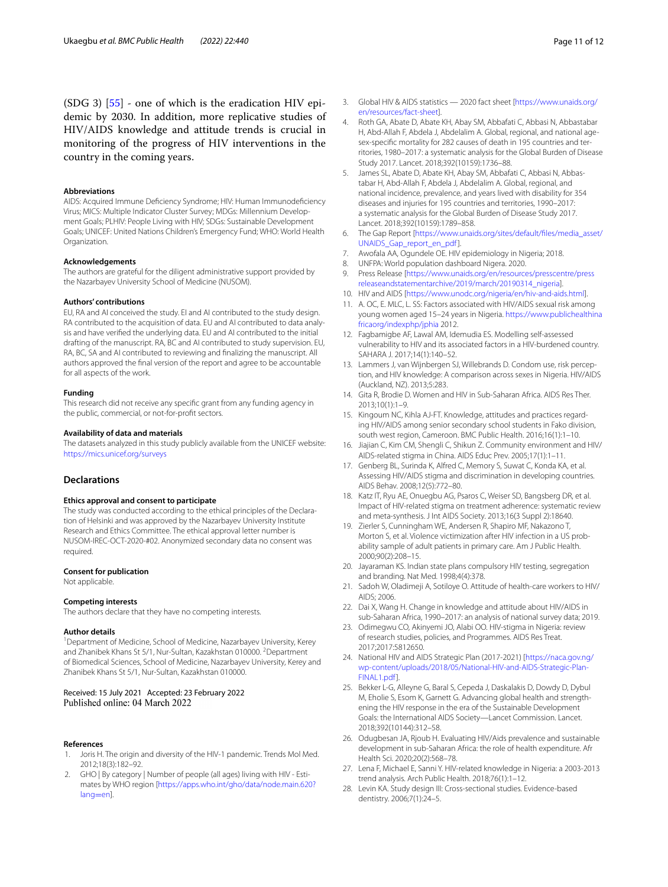(SDG 3) [55] - one of which is the eradication HIV epidemic by 2030. In addition, more replicative studies of HIV/AIDS knowledge and attitude trends is crucial in monitoring of the progress of HIV interventions in the country in the coming years.

#### Abbreviations

AIDS: Acquired Immune Deficiency Syndrome; HIV: Human Immunodeficiency Virus; MICS: Multiple Indicator Cluster Survey; MDGs: Millennium Development Goals; PLHIV: People Living with HIV; SDGs: Sustainable Development Goals; UNICEF: United Nations Children's Emergency Fund; WHO: World Health Organization.

#### Acknowledgements

The authors are grateful for the diligent administrative support provided by the Nazarbayev University School of Medicine (NUSOM).

#### Authors' contributions

EU, RA and AI conceived the study. EI and AI contributed to the study design. RA contributed to the acquisition of data. EU and AI contributed to data analysis and have verified the underlying data. EU and AI contributed to the initial drafting of the manuscript. RA, BC and AI contributed to study supervision. EU, RA, BC, SA and AI contributed to reviewing and finalizing the manuscript. All authors approved the final version of the report and agree to be accountable for all aspects of the work.

#### Funding

This research did not receive any specific grant from any funding agency in the public, commercial, or not-for-profit sectors.

#### Availability of data and materials

The datasets analyzed in this study publicly available from the UNICEF website: https://mics.unicef.org/surveys

## Declarations

#### Ethics approval and consent to participate

The study was conducted according to the ethical principles of the Declaration of Helsinki and was approved by the Nazarbayev University Institute Research and Ethics Committee. The ethical approval letter number is NUSOM-IREC-OCT-2020-#02. Anonymized secondary data no consent was required.

#### Consent for publication

Not applicable.

#### Competing interests

The authors declare that they have no competing interests.

#### Author details

[1]Department of Medicine, School of Medicine, Nazarbayev University, Kerey and Zhanibek Khans St 5/1, Nur-Sultan, Kazakhstan 010000. [2]Department of Biomedical Sciences, School of Medicine, Nazarbayev University, Kerey and Zhanibek Khans St 5/1, Nur-Sultan, Kazakhstan 010000.

Received: 15 July 2021 Accepted: 23 February 2022
Published online: 04 March 2022

#### References

1. Joris H. The origin and diversity of the HIV-1 pandemic. Trends Mol Med. 2012;18(3):182–92.
2. GHO | By category | Number of people (all ages) living with HIV - Estimates by WHO region [https://apps.who.int/gho/data/node.main.620?lang=en].
3. Global HIV & AIDS statistics — 2020 fact sheet [https://www.unaids.org/en/resources/fact-sheet].
4. Roth GA, Abate D, Abate KH, Abay SM, Abbafati C, Abbasi N, Abbastabar H, Abd-Allah F, Abdela J, Abdelalim A. Global, regional, and national age-sex-specific mortality for 282 causes of death in 195 countries and territories, 1980–2017: a systematic analysis for the Global Burden of Disease Study 2017. Lancet. 2018;392(10159):1736–88.
5. James SL, Abate D, Abate KH, Abay SM, Abbafati C, Abbasi N, Abbastabar H, Abd-Allah F, Abdela J, Abdelalim A. Global, regional, and national incidence, prevalence, and years lived with disability for 354 diseases and injuries for 195 countries and territories, 1990–2017: a systematic analysis for the Global Burden of Disease Study 2017. Lancet. 2018;392(10159):1789–858.
6. The Gap Report [https://www.unaids.org/sites/default/files/media_asset/UNAIDS_Gap_report_en_pdf].
7. Awofala AA, Ogundele OE. HIV epidemiology in Nigeria; 2018.
8. UNFPA: World population dashboard Nigera. 2020.
9. Press Release [https://www.unaids.org/en/resources/presscentre/pressreleaseandstatementarchive/2019/march/20190314_nigeria].
10. HIV and AIDS [https://www.unodc.org/nigeria/en/hiv-and-aids.html].
11. A. OC, E. MLC, L. SS: Factors associated with HIV/AIDS sexual risk among young women aged 15–24 years in Nigeria. https://www.publichealthinafricaorg/indexphp/jphia 2012.
12. Fagbamigbe AF, Lawal AM, Idemudia ES. Modelling self-assessed vulnerability to HIV and its associated factors in a HIV-burdened country. SAHARA J. 2017;14(1):140–52.
13. Lammers J, van Wijnbergen SJ, Willebrands D. Condom use, risk perception, and HIV knowledge: A comparison across sexes in Nigeria. HIV/AIDS (Auckland, NZ). 2013;5:283.
14. Gita R, Brodie D. Women and HIV in Sub-Saharan Africa. AIDS Res Ther. 2013;10(1):1–9.
15. Kingoum NC, Kihla AJ-FT. Knowledge, attitudes and practices regarding HIV/AIDS among senior secondary school students in Fako division, south west region, Cameroon. BMC Public Health. 2016;16(1):1–10.
16. Jiajian C, Kim CM, Shengli C, Shikun Z. Community environment and HIV/AIDS-related stigma in China. AIDS Educ Prev. 2005;17(1):1–11.
17. Genberg BL, Surinda K, Alfred C, Memory S, Suwat C, Konda KA, et al. Assessing HIV/AIDS stigma and discrimination in developing countries. AIDS Behav. 2008;12(5):772–80.
18. Katz IT, Ryu AE, Onuegbu AG, Psaros C, Weiser SD, Bangsberg DR, et al. Impact of HIV-related stigma on treatment adherence: systematic review and meta-synthesis. J Int AIDS Society. 2013;16(3 Suppl 2):18640.
19. Zierler S, Cunningham WE, Andersen R, Shapiro MF, Nakazono T, Morton S, et al. Violence victimization after HIV infection in a US probability sample of adult patients in primary care. Am J Public Health. 2000;90(2):208–15.
20. Jayaraman KS. Indian state plans compulsory HIV testing, segregation and branding. Nat Med. 1998;4(4):378.
21. Sadoh W, Oladimeji A, Sotiloye O. Attitude of health-care workers to HIV/AIDS; 2006.
22. Dai X, Wang H. Change in knowledge and attitude about HIV/AIDS in sub-Saharan Africa, 1990–2017: an analysis of national survey data; 2019.
23. Odimegwu CO, Akinyemi JO, Alabi OO. HIV-stigma in Nigeria: review of research studies, policies, and Programmes. AIDS Res Treat. 2017;2017:5812650.
24. National HIV and AIDS Strategic Plan (2017-2021) [https://naca.gov.ng/wp-content/uploads/2018/05/National-HIV-and-AIDS-Strategic-Plan-FINAL1.pdf].
25. Bekker L-G, Alleyne G, Baral S, Cepeda J, Daskalakis D, Dowdy D, Dybul M, Eholie S, Esom K, Garnett G. Advancing global health and strengthening the HIV response in the era of the Sustainable Development Goals: the International AIDS Society—Lancet Commission. Lancet. 2018;392(10144):312–58.
26. Odugbesan JA, Rjoub H. Evaluating HIV/Aids prevalence and sustainable development in sub-Saharan Africa: the role of health expenditure. Afr Health Sci. 2020;20(2):568–78.
27. Lena F, Michael E, Sanni Y. HIV-related knowledge in Nigeria: a 2003-2013 trend analysis. Arch Public Health. 2018;76(1):1–12.
28. Levin KA. Study design III: Cross-sectional studies. Evidence-based dentistry. 2006;7(1):24–5.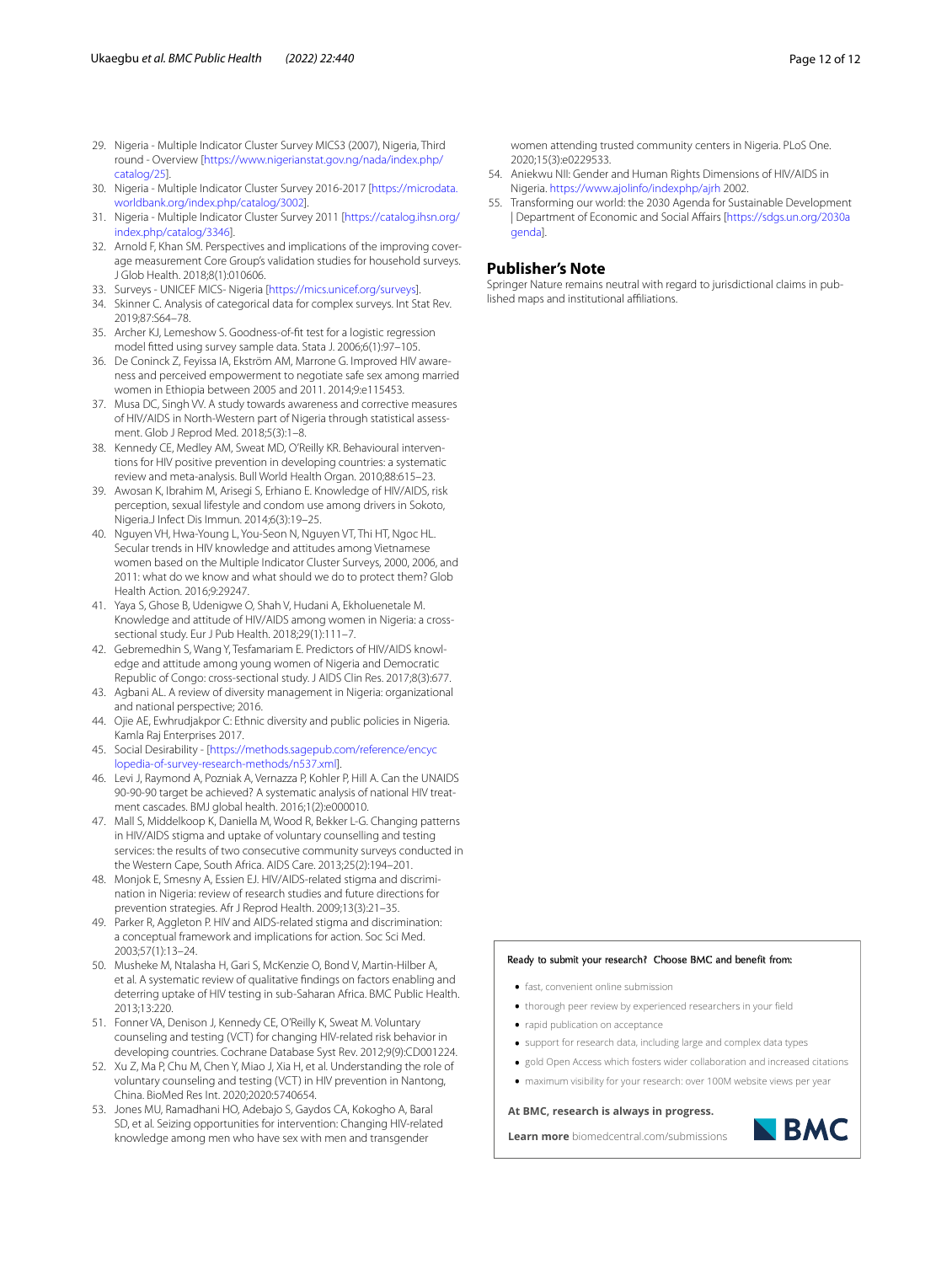29. Nigeria - Multiple Indicator Cluster Survey MICS3 (2007), Nigeria, Third round - Overview [https://www.nigerianstat.gov.ng/nada/index.php/catalog/25].
30. Nigeria - Multiple Indicator Cluster Survey 2016-2017 [https://microdata.worldbank.org/index.php/catalog/3002].
31. Nigeria - Multiple Indicator Cluster Survey 2011 [https://catalog.ihsn.org/index.php/catalog/3346].
32. Arnold F, Khan SM. Perspectives and implications of the improving coverage measurement Core Group's validation studies for household surveys. J Glob Health. 2018;8(1):010606.
33. Surveys - UNICEF MICS- Nigeria [https://mics.unicef.org/surveys].
34. Skinner C. Analysis of categorical data for complex surveys. Int Stat Rev. 2019;87:S64–78.
35. Archer KJ, Lemeshow S. Goodness-of-fit test for a logistic regression model fitted using survey sample data. Stata J. 2006;6(1):97–105.
36. De Coninck Z, Feyissa IA, Ekström AM, Marrone G. Improved HIV awareness and perceived empowerment to negotiate safe sex among married women in Ethiopia between 2005 and 2011. 2014;9:e115453.
37. Musa DC, Singh VV. A study towards awareness and corrective measures of HIV/AIDS in North-Western part of Nigeria through statistical assessment. Glob J Reprod Med. 2018;5(3):1–8.
38. Kennedy CE, Medley AM, Sweat MD, O'Reilly KR. Behavioural interventions for HIV positive prevention in developing countries: a systematic review and meta-analysis. Bull World Health Organ. 2010;88:615–23.
39. Awosan K, Ibrahim M, Arisegi S, Erhiano E. Knowledge of HIV/AIDS, risk perception, sexual lifestyle and condom use among drivers in Sokoto, Nigeria.J Infect Dis Immun. 2014;6(3):19–25.
40. Nguyen VH, Hwa-Young L, You-Seon N, Nguyen VT, Thi HT, Ngoc HL. Secular trends in HIV knowledge and attitudes among Vietnamese women based on the Multiple Indicator Cluster Surveys, 2000, 2006, and 2011: what do we know and what should we do to protect them? Glob Health Action. 2016;9:29247.
41. Yaya S, Ghose B, Udenigwe O, Shah V, Hudani A, Ekholuenetale M. Knowledge and attitude of HIV/AIDS among women in Nigeria: a cross-sectional study. Eur J Pub Health. 2018;29(1):111–7.
42. Gebremedhin S, Wang Y, Tesfamariam E. Predictors of HIV/AIDS knowledge and attitude among young women of Nigeria and Democratic Republic of Congo: cross-sectional study. J AIDS Clin Res. 2017;8(3):677.
43. Agbani AL. A review of diversity management in Nigeria: organizational and national perspective; 2016.
44. Ojie AE, Ewhrudjakpor C: Ethnic diversity and public policies in Nigeria. Kamla Raj Enterprises 2017.
45. Social Desirability - [https://methods.sagepub.com/reference/encyclopedia-of-survey-research-methods/n537.xml].
46. Levi J, Raymond A, Pozniak A, Vernazza P, Kohler P, Hill A. Can the UNAIDS 90-90-90 target be achieved? A systematic analysis of national HIV treatment cascades. BMJ global health. 2016;1(2):e000010.
47. Mall S, Middelkoop K, Daniella M, Wood R, Bekker L-G. Changing patterns in HIV/AIDS stigma and uptake of voluntary counselling and testing services: the results of two consecutive community surveys conducted in the Western Cape, South Africa. AIDS Care. 2013;25(2):194–201.
48. Monjok E, Smesny A, Essien EJ. HIV/AIDS-related stigma and discrimination in Nigeria: review of research studies and future directions for prevention strategies. Afr J Reprod Health. 2009;13(3):21–35.
49. Parker R, Aggleton P. HIV and AIDS-related stigma and discrimination: a conceptual framework and implications for action. Soc Sci Med. 2003;57(1):13–24.
50. Musheke M, Ntalasha H, Gari S, McKenzie O, Bond V, Martin-Hilber A, et al. A systematic review of qualitative findings on factors enabling and deterring uptake of HIV testing in sub-Saharan Africa. BMC Public Health. 2013;13:220.
51. Fonner VA, Denison J, Kennedy CE, O'Reilly K, Sweat M. Voluntary counseling and testing (VCT) for changing HIV-related risk behavior in developing countries. Cochrane Database Syst Rev. 2012;9(9):CD001224.
52. Xu Z, Ma P, Chu M, Chen Y, Miao J, Xia H, et al. Understanding the role of voluntary counseling and testing (VCT) in HIV prevention in Nantong, China. BioMed Res Int. 2020;2020:5740654.
53. Jones MU, Ramadhani HO, Adebajo S, Gaydos CA, Kokogho A, Baral SD, et al. Seizing opportunities for intervention: Changing HIV-related knowledge among men who have sex with men and transgender women attending trusted community centers in Nigeria. PLoS One. 2020;15(3):e0229533.
54. Aniekwu NI: Gender and Human Rights Dimensions of HIV/AIDS in Nigeria. https://www.ajolinfo/indexphp/ajrh 2002.
55. Transforming our world: the 2030 Agenda for Sustainable Development | Department of Economic and Social Affairs [https://sdgs.un.org/2030agenda].

## Publisher's Note

Springer Nature remains neutral with regard to jurisdictional claims in published maps and institutional affiliations.

Ready to submit your research? Choose BMC and benefit from:

- fast, convenient online submission
- thorough peer review by experienced researchers in your field
- rapid publication on acceptance
- support for research data, including large and complex data types
- gold Open Access which fosters wider collaboration and increased citations
- maximum visibility for your research: over 100M website views per year

**At BMC, research is always in progress.**

**Learn more** biomedcentral.com/submissions

BMC